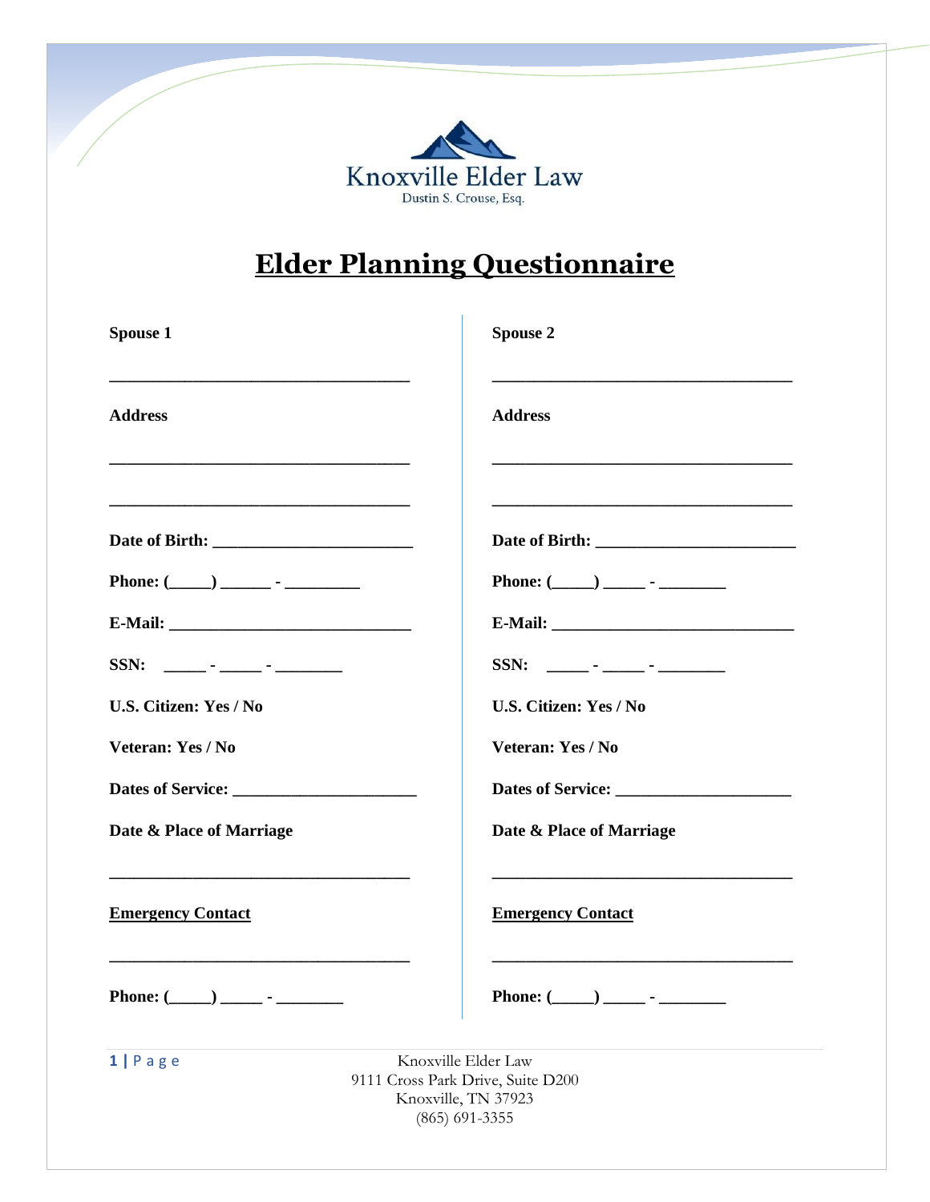Knoxville Elder Law
Dustin S. Crouse, Esq.

# Elder Planning Questionnaire

**Spouse 1**

___________________________________

**Address**

___________________________________

___________________________________

**Date of Birth:** ______________________

**Phone: (_____) ______ - _________**

**E-Mail:** ____________________________

**SSN: _____ - _____ - ________**

**U.S. Citizen: Yes / No**

**Veteran: Yes / No**

**Dates of Service:** _____________________

**Date & Place of Marriage**

___________________________________

**Emergency Contact**

___________________________________

**Phone: (_____) _____ - ________**

**Spouse 2**

___________________________________

**Address**

___________________________________

___________________________________

**Date of Birth:** ______________________

**Phone: (_____) _____ - ________**

**E-Mail:** ____________________________

**SSN: _____ - _____ - ________**

**U.S. Citizen: Yes / No**

**Veteran: Yes / No**

**Dates of Service:** _____________________

**Date & Place of Marriage**

___________________________________

**Emergency Contact**

___________________________________

**Phone: (_____) _____ - ________**

Knoxville Elder Law
9111 Cross Park Drive, Suite D200
Knoxville, TN 37923
(865) 691-3355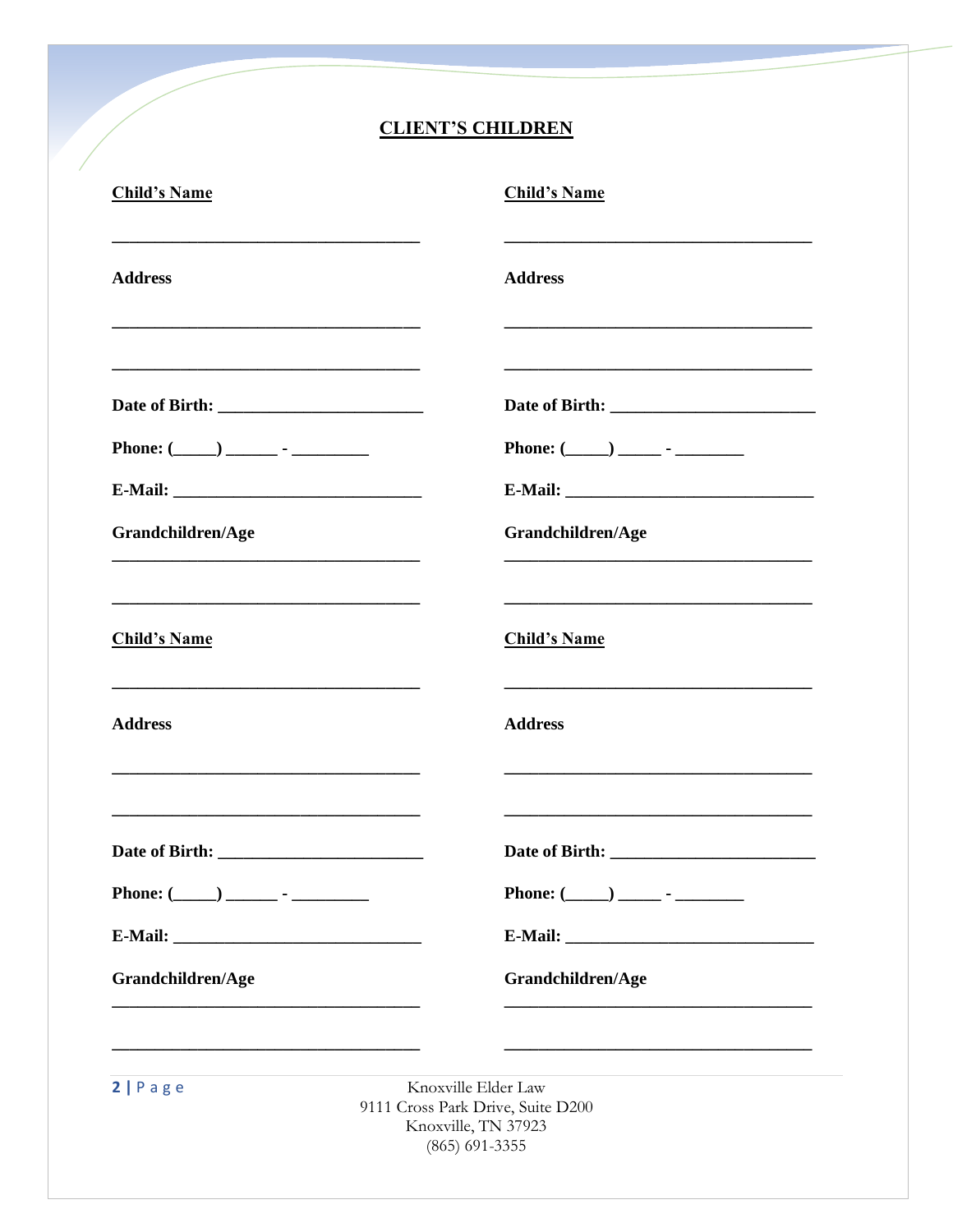## CLIENT'S CHILDREN

**Child's Name**

_____________________________________

**Address**

_____________________________________

_____________________________________

**Date of Birth:** ________________________

**Phone:** (_____) ______ - _________

**E-Mail:** _____________________________

**Grandchildren/Age**

_____________________________________

_____________________________________

**Child's Name**

_____________________________________

**Address**

_____________________________________

_____________________________________

**Date of Birth:** ________________________

**Phone:** (_____) _____ - ________

**E-Mail:** _____________________________

**Grandchildren/Age**

_____________________________________

_____________________________________

**Child's Name**

_____________________________________

**Address**

_____________________________________

_____________________________________

**Date of Birth:** ________________________

**Phone:** (_____) ______ - _________

**E-Mail:** _____________________________

**Grandchildren/Age**

_____________________________________

_____________________________________

**Child's Name**

_____________________________________

**Address**

_____________________________________

_____________________________________

**Date of Birth:** ________________________

**Phone:** (_____) _____ - ________

**E-Mail:** _____________________________

**Grandchildren/Age**

_____________________________________

_____________________________________

Knoxville Elder Law
9111 Cross Park Drive, Suite D200
Knoxville, TN 37923
(865) 691-3355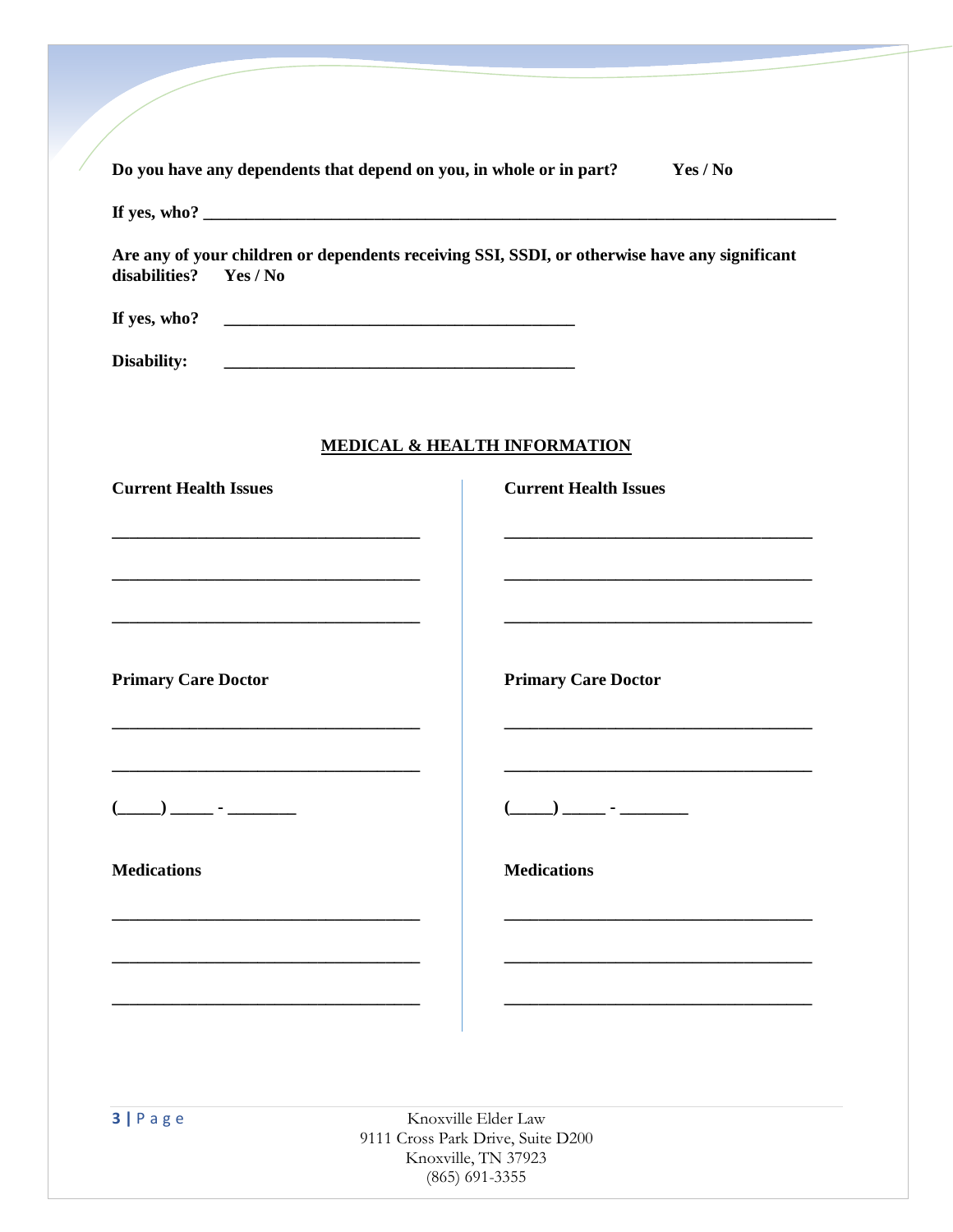**Do you have any dependents that depend on you, in whole or in part?     Yes / No**

**If yes, who?** ______________________________________________________________________________

**Are any of your children or dependents receiving SSI, SSDI, or otherwise have any significant disabilities?   Yes / No**

**If yes, who?** ___________________________________________

**Disability:** ___________________________________________

## MEDICAL & HEALTH INFORMATION

**Current Health Issues**

_____________________________________

_____________________________________

_____________________________________

**Primary Care Doctor**

_____________________________________

_____________________________________

(_____) _____ - ________

**Medications**

_____________________________________

_____________________________________

_____________________________________

**Current Health Issues**

_____________________________________

_____________________________________

_____________________________________

**Primary Care Doctor**

_____________________________________

_____________________________________

(_____) _____ - ________

**Medications**

_____________________________________

_____________________________________

_____________________________________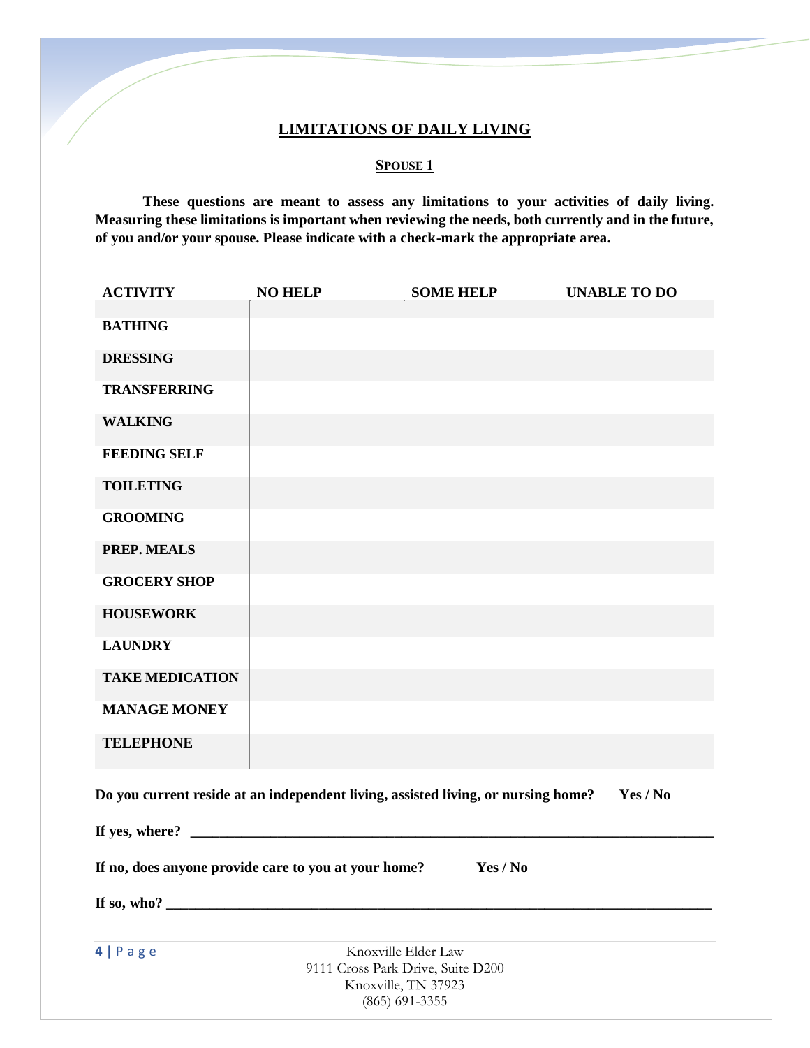# LIMITATIONS OF DAILY LIVING

## SPOUSE 1

**These questions are meant to assess any limitations to your activities of daily living. Measuring these limitations is important when reviewing the needs, both currently and in the future, of you and/or your spouse. Please indicate with a check-mark the appropriate area.**

| ACTIVITY | NO HELP | SOME HELP | UNABLE TO DO |
|---|---|---|---|
| BATHING | | | |
| DRESSING | | | |
| TRANSFERRING | | | |
| WALKING | | | |
| FEEDING SELF | | | |
| TOILETING | | | |
| GROOMING | | | |
| PREP. MEALS | | | |
| GROCERY SHOP | | | |
| HOUSEWORK | | | |
| LAUNDRY | | | |
| TAKE MEDICATION | | | |
| MANAGE MONEY | | | |
| TELEPHONE | | | |

**Do you current reside at an independent living, assisted living, or nursing home? Yes / No**

**If yes, where? ___________________________________________________________________________**

**If no, does anyone provide care to you at your home? Yes / No**

**If so, who? ______________________________________________________________________________**

Knoxville Elder Law
9111 Cross Park Drive, Suite D200
Knoxville, TN 37923
(865) 691-3355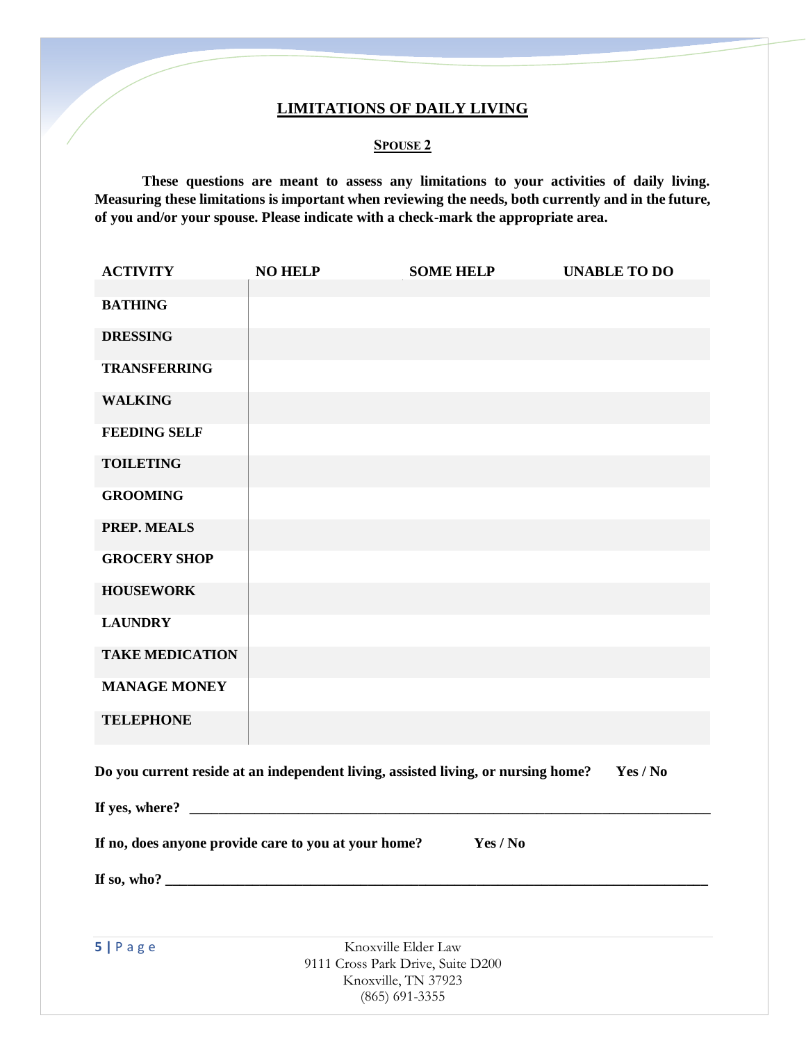# LIMITATIONS OF DAILY LIVING

## SPOUSE 2

**These questions are meant to assess any limitations to your activities of daily living. Measuring these limitations is important when reviewing the needs, both currently and in the future, of you and/or your spouse. Please indicate with a check-mark the appropriate area.**

| ACTIVITY | NO HELP | SOME HELP | UNABLE TO DO |
|---|---|---|---|
| BATHING | | | |
| DRESSING | | | |
| TRANSFERRING | | | |
| WALKING | | | |
| FEEDING SELF | | | |
| TOILETING | | | |
| GROOMING | | | |
| PREP. MEALS | | | |
| GROCERY SHOP | | | |
| HOUSEWORK | | | |
| LAUNDRY | | | |
| TAKE MEDICATION | | | |
| MANAGE MONEY | | | |
| TELEPHONE | | | |

**Do you current reside at an independent living, assisted living, or nursing home? Yes / No**

**If yes, where?** ___________________________________________________________________________

**If no, does anyone provide care to you at your home? Yes / No**

**If so, who?** ______________________________________________________________________________

Knoxville Elder Law
9111 Cross Park Drive, Suite D200
Knoxville, TN 37923
(865) 691-3355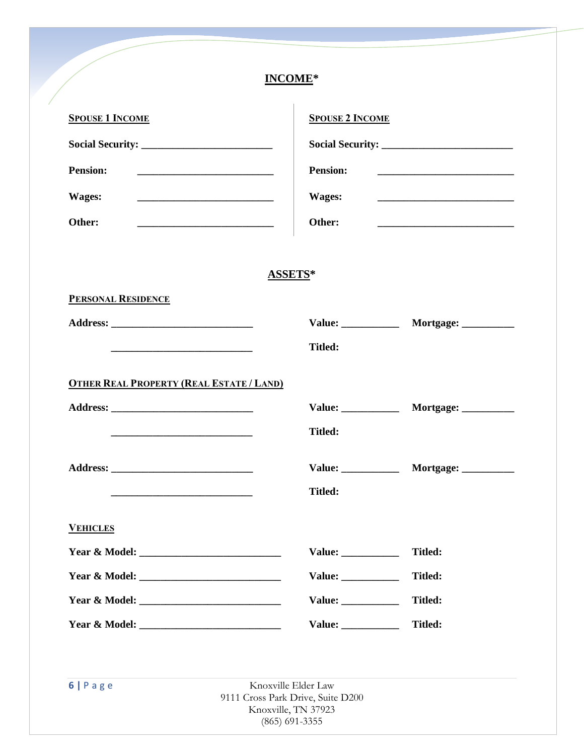## **INCOME***

**SPOUSE 1 INCOME**

**Social Security:** ___________________________

**Pension:** ___________________________

**Wages:** ___________________________

**Other:** ___________________________

**SPOUSE 2 INCOME**

**Social Security:** ___________________________

**Pension:** ___________________________

**Wages:** ___________________________

**Other:** ___________________________

## **ASSETS***

**PERSONAL RESIDENCE**

**Address:** ___________________________ **Value:** ___________ **Mortgage:** __________

___________________________ **Titled:**

**OTHER REAL PROPERTY (REAL ESTATE / LAND)**

**Address:** ___________________________ **Value:** ___________ **Mortgage:** __________

___________________________ **Titled:**

**Address:** ___________________________ **Value:** ___________ **Mortgage:** __________

___________________________ **Titled:**

**VEHICLES**

**Year & Model:** ___________________________ **Value:** ___________ **Titled:**

**Year & Model:** ___________________________ **Value:** ___________ **Titled:**

**Year & Model:** ___________________________ **Value:** ___________ **Titled:**

**Year & Model:** ___________________________ **Value:** ___________ **Titled:**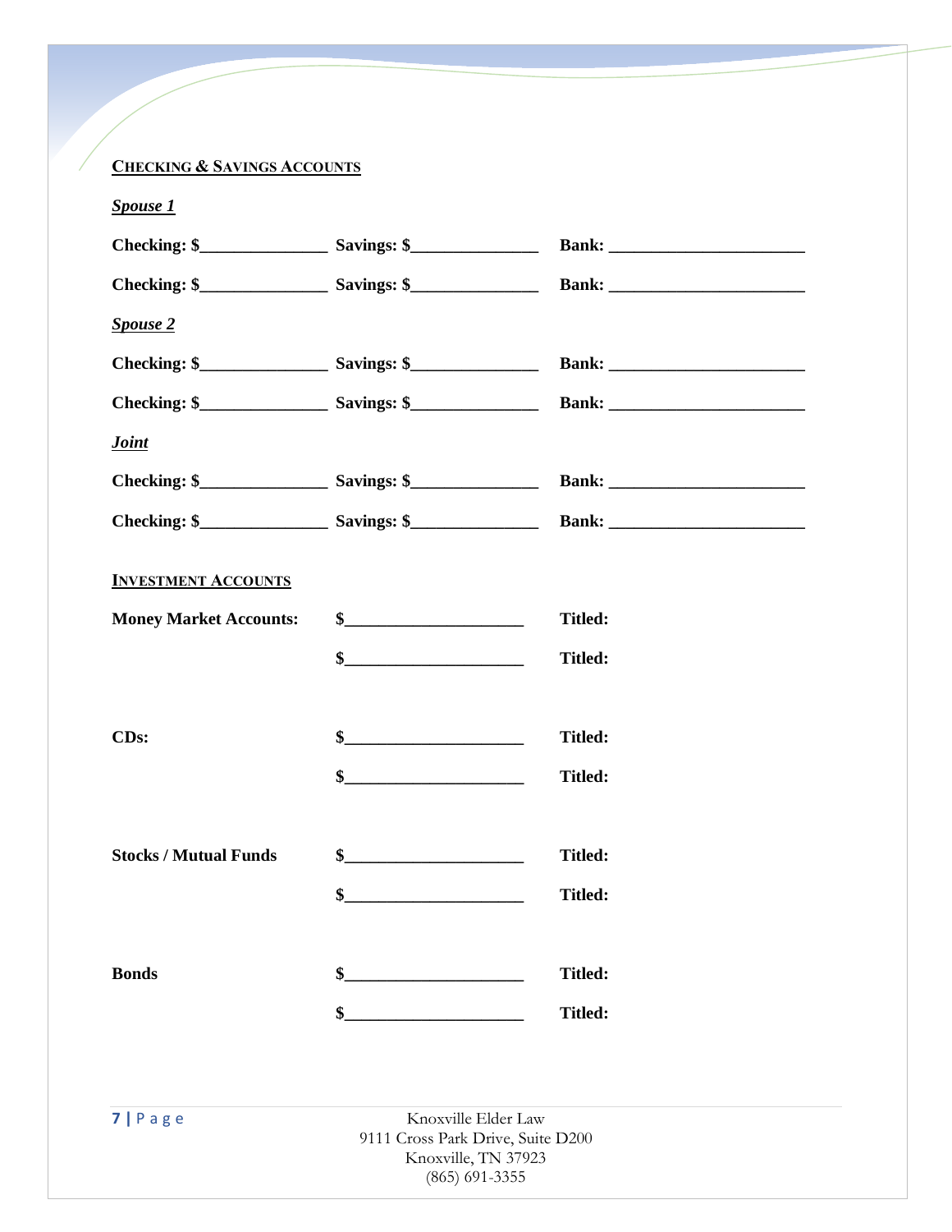## Checking & Savings Accounts

***Spouse 1***

**Checking: $_______________ Savings: $_______________ Bank: _______________________**

**Checking: $_______________ Savings: $_______________ Bank: _______________________**

***Spouse 2***

**Checking: $_______________ Savings: $_______________ Bank: _______________________**

**Checking: $_______________ Savings: $_______________ Bank: _______________________**

***Joint***

**Checking: $_______________ Savings: $_______________ Bank: _______________________**

**Checking: $_______________ Savings: $_______________ Bank: _______________________**

## Investment Accounts

**Money Market Accounts:** **$_____________________** **Titled:**

**$_____________________** **Titled:**

**CDs:** **$_____________________** **Titled:**

**$_____________________** **Titled:**

**Stocks / Mutual Funds** **$_____________________** **Titled:**

**$_____________________** **Titled:**

**Bonds** **$_____________________** **Titled:**

**$_____________________** **Titled:**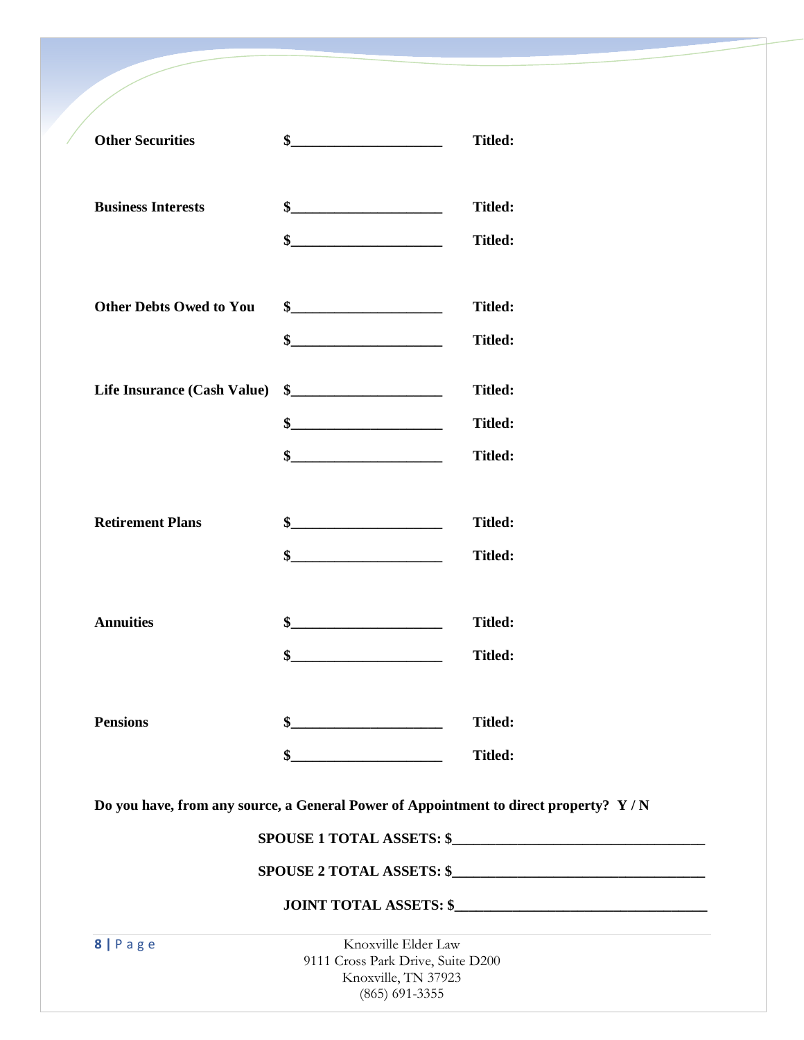| | | |
|---|---|---|
| **Other Securities** | **$____________________** | **Titled:** |
| | | |
| **Business Interests** | **$____________________** | **Titled:** |
| | **$____________________** | **Titled:** |
| | | |
| **Other Debts Owed to You** | **$____________________** | **Titled:** |
| | **$____________________** | **Titled:** |
| **Life Insurance (Cash Value)** | **$____________________** | **Titled:** |
| | **$____________________** | **Titled:** |
| | **$____________________** | **Titled:** |
| | | |
| **Retirement Plans** | **$____________________** | **Titled:** |
| | **$____________________** | **Titled:** |
| | | |
| **Annuities** | **$____________________** | **Titled:** |
| | **$____________________** | **Titled:** |
| | | |
| **Pensions** | **$____________________** | **Titled:** |
| | **$____________________** | **Titled:** |

**Do you have, from any source, a General Power of Appointment to direct property? Y / N**

**SPOUSE 1 TOTAL ASSETS: $_________________________________**

**SPOUSE 2 TOTAL ASSETS: $_________________________________**

**JOINT TOTAL ASSETS: $_________________________________**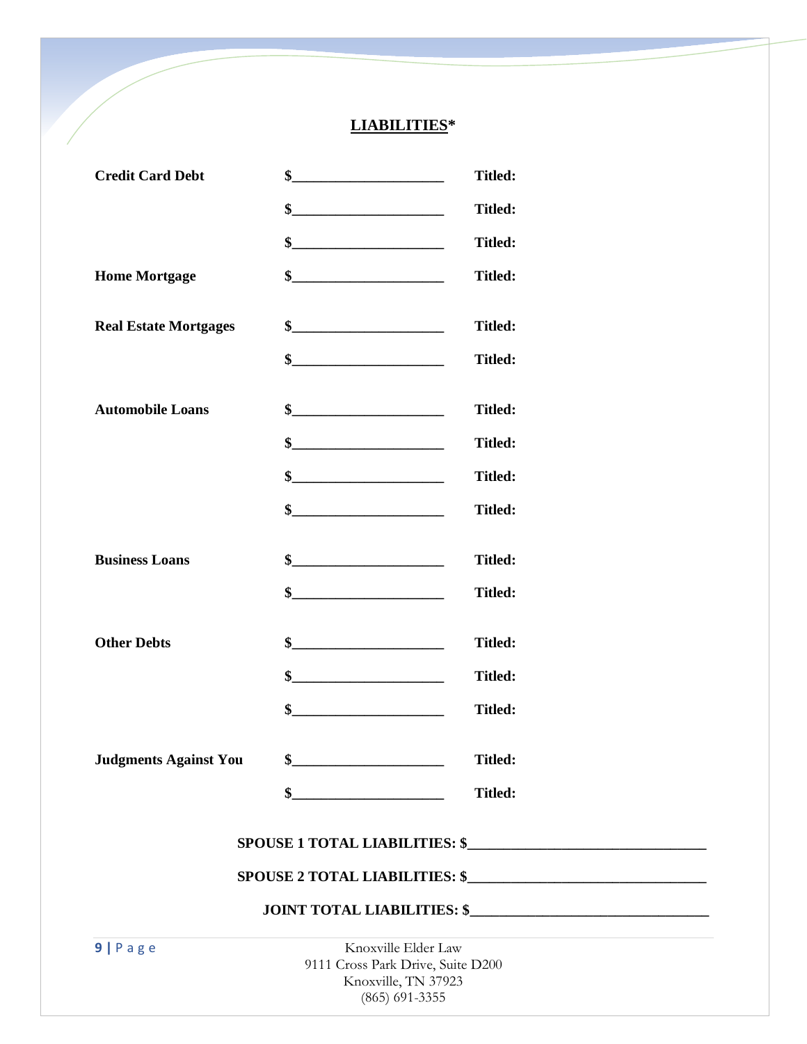## LIABILITIES*

| | | |
|---|---|---|
| **Credit Card Debt** | **$____________________** | **Titled:** |
| | **$____________________** | **Titled:** |
| | **$____________________** | **Titled:** |
| **Home Mortgage** | **$____________________** | **Titled:** |
| **Real Estate Mortgages** | **$____________________** | **Titled:** |
| | **$____________________** | **Titled:** |
| **Automobile Loans** | **$____________________** | **Titled:** |
| | **$____________________** | **Titled:** |
| | **$____________________** | **Titled:** |
| | **$____________________** | **Titled:** |
| **Business Loans** | **$____________________** | **Titled:** |
| | **$____________________** | **Titled:** |
| **Other Debts** | **$____________________** | **Titled:** |
| | **$____________________** | **Titled:** |
| | **$____________________** | **Titled:** |
| **Judgments Against You** | **$____________________** | **Titled:** |
| | **$____________________** | **Titled:** |

**SPOUSE 1 TOTAL LIABILITIES: $______________________________**

**SPOUSE 2 TOTAL LIABILITIES: $______________________________**

**JOINT TOTAL LIABILITIES: $______________________________**

Knoxville Elder Law
9111 Cross Park Drive, Suite D200
Knoxville, TN 37923
(865) 691-3355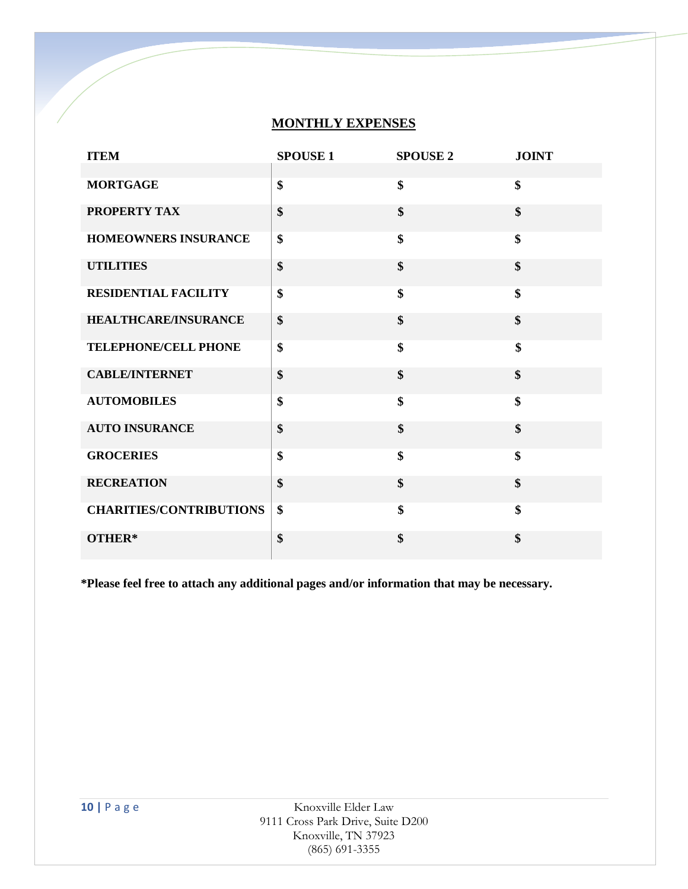## MONTHLY EXPENSES

| ITEM | SPOUSE 1 | SPOUSE 2 | JOINT |
|---|---|---|---|
| **MORTGAGE** | **$** | **$** | **$** |
| **PROPERTY TAX** | **$** | **$** | **$** |
| **HOMEOWNERS INSURANCE** | **$** | **$** | **$** |
| **UTILITIES** | **$** | **$** | **$** |
| **RESIDENTIAL FACILITY** | **$** | **$** | **$** |
| **HEALTHCARE/INSURANCE** | **$** | **$** | **$** |
| **TELEPHONE/CELL PHONE** | **$** | **$** | **$** |
| **CABLE/INTERNET** | **$** | **$** | **$** |
| **AUTOMOBILES** | **$** | **$** | **$** |
| **AUTO INSURANCE** | **$** | **$** | **$** |
| **GROCERIES** | **$** | **$** | **$** |
| **RECREATION** | **$** | **$** | **$** |
| **CHARITIES/CONTRIBUTIONS** | **$** | **$** | **$** |
| **OTHER*** | **$** | **$** | **$** |

**\*Please feel free to attach any additional pages and/or information that may be necessary.**

Knoxville Elder Law
9111 Cross Park Drive, Suite D200
Knoxville, TN 37923
(865) 691-3355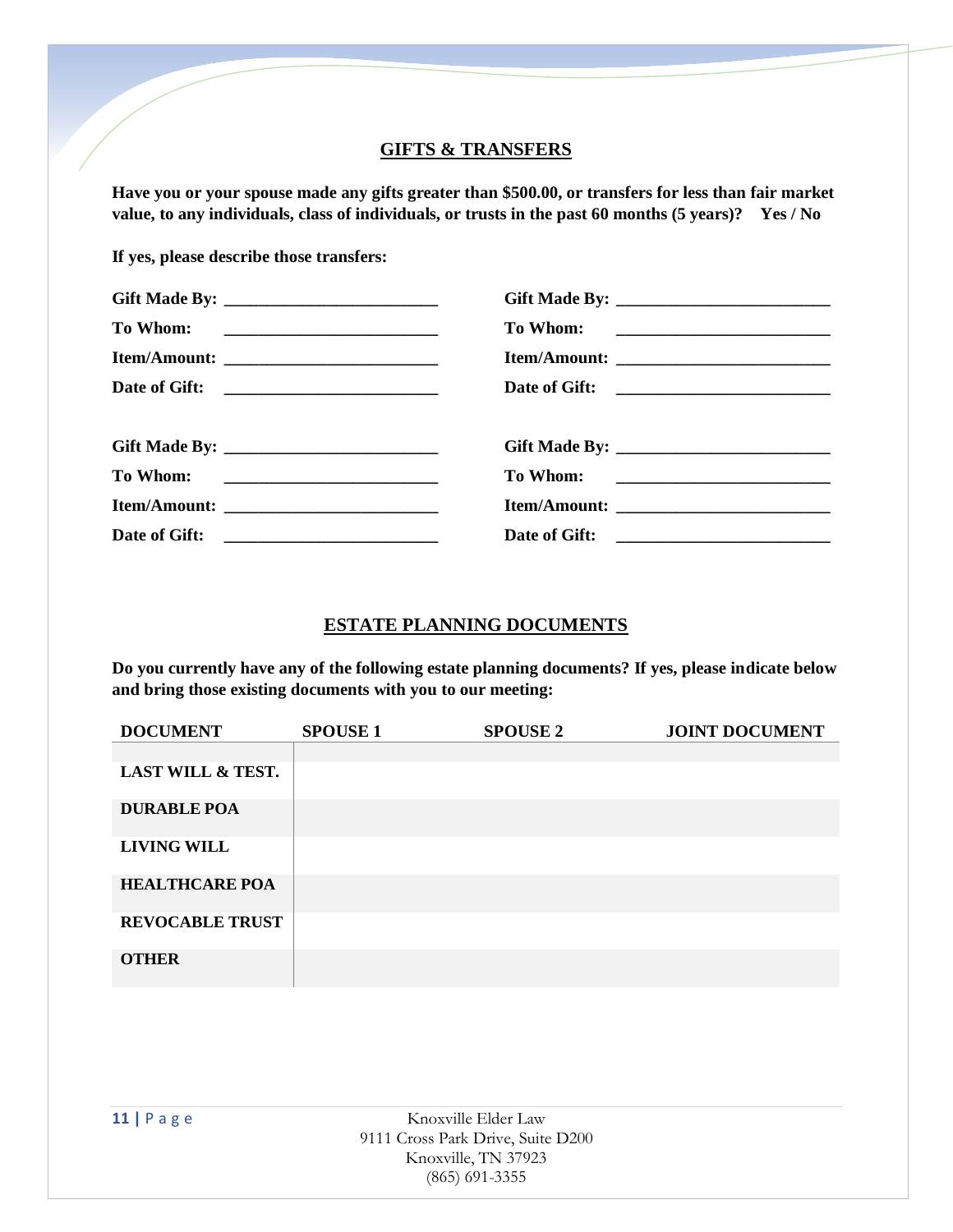## GIFTS & TRANSFERS

**Have you or your spouse made any gifts greater than $500.00, or transfers for less than fair market value, to any individuals, class of individuals, or trusts in the past 60 months (5 years)? Yes / No**

**If yes, please describe those transfers:**

**Gift Made By:** ________________________

**To Whom:** ________________________

**Item/Amount:** ________________________

**Date of Gift:** ________________________

**Gift Made By:** ________________________

**To Whom:** ________________________

**Item/Amount:** ________________________

**Date of Gift:** ________________________

**Gift Made By:** ________________________

**To Whom:** ________________________

**Item/Amount:** ________________________

**Date of Gift:** ________________________

**Gift Made By:** ________________________

**To Whom:** ________________________

**Item/Amount:** ________________________

**Date of Gift:** ________________________

## ESTATE PLANNING DOCUMENTS

**Do you currently have any of the following estate planning documents? If yes, please indicate below and bring those existing documents with you to our meeting:**

| DOCUMENT | SPOUSE 1 | SPOUSE 2 | JOINT DOCUMENT |
|---|---|---|---|
| LAST WILL & TEST. | | | |
| DURABLE POA | | | |
| LIVING WILL | | | |
| HEALTHCARE POA | | | |
| REVOCABLE TRUST | | | |
| OTHER | | | |

Knoxville Elder Law
9111 Cross Park Drive, Suite D200
Knoxville, TN 37923
(865) 691-3355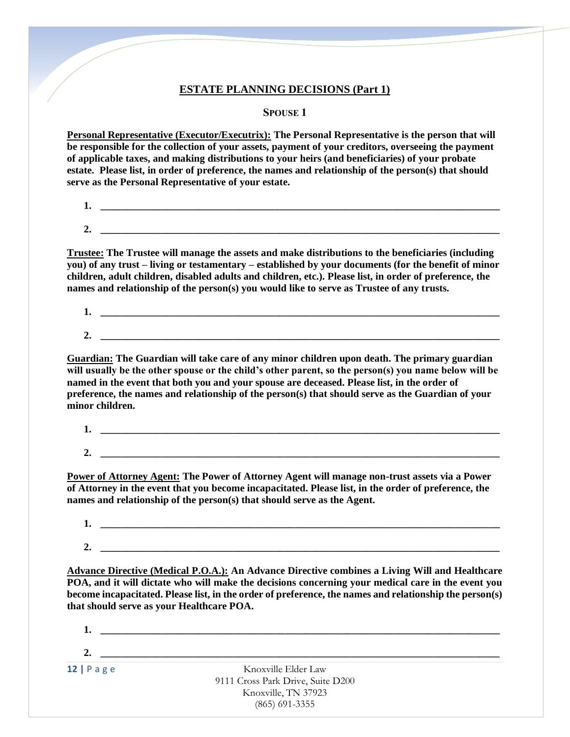# ESTATE PLANNING DECISIONS (Part 1)

## SPOUSE 1

**Personal Representative (Executor/Executrix): The Personal Representative is the person that will be responsible for the collection of your assets, payment of your creditors, overseeing the payment of applicable taxes, and making distributions to your heirs (and beneficiaries) of your probate estate. Please list, in order of preference, the names and relationship of the person(s) that should serve as the Personal Representative of your estate.**

**1.** ________________________________________________________________________________

**2.** ________________________________________________________________________________

**Trustee: The Trustee will manage the assets and make distributions to the beneficiaries (including you) of any trust – living or testamentary – established by your documents (for the benefit of minor children, adult children, disabled adults and children, etc.). Please list, in order of preference, the names and relationship of the person(s) you would like to serve as Trustee of any trusts.**

**1.** ________________________________________________________________________________

**2.** ________________________________________________________________________________

**Guardian: The Guardian will take care of any minor children upon death. The primary guardian will usually be the other spouse or the child's other parent, so the person(s) you name below will be named in the event that both you and your spouse are deceased. Please list, in the order of preference, the names and relationship of the person(s) that should serve as the Guardian of your minor children.**

**1.** ________________________________________________________________________________

**2.** ________________________________________________________________________________

**Power of Attorney Agent: The Power of Attorney Agent will manage non-trust assets via a Power of Attorney in the event that you become incapacitated. Please list, in the order of preference, the names and relationship of the person(s) that should serve as the Agent.**

**1.** ________________________________________________________________________________

**2.** ________________________________________________________________________________

**Advance Directive (Medical P.O.A.): An Advance Directive combines a Living Will and Healthcare POA, and it will dictate who will make the decisions concerning your medical care in the event you become incapacitated. Please list, in the order of preference, the names and relationship the person(s) that should serve as your Healthcare POA.**

**1.** ________________________________________________________________________________

**2.** ________________________________________________________________________________

Knoxville Elder Law
9111 Cross Park Drive, Suite D200
Knoxville, TN 37923
(865) 691-3355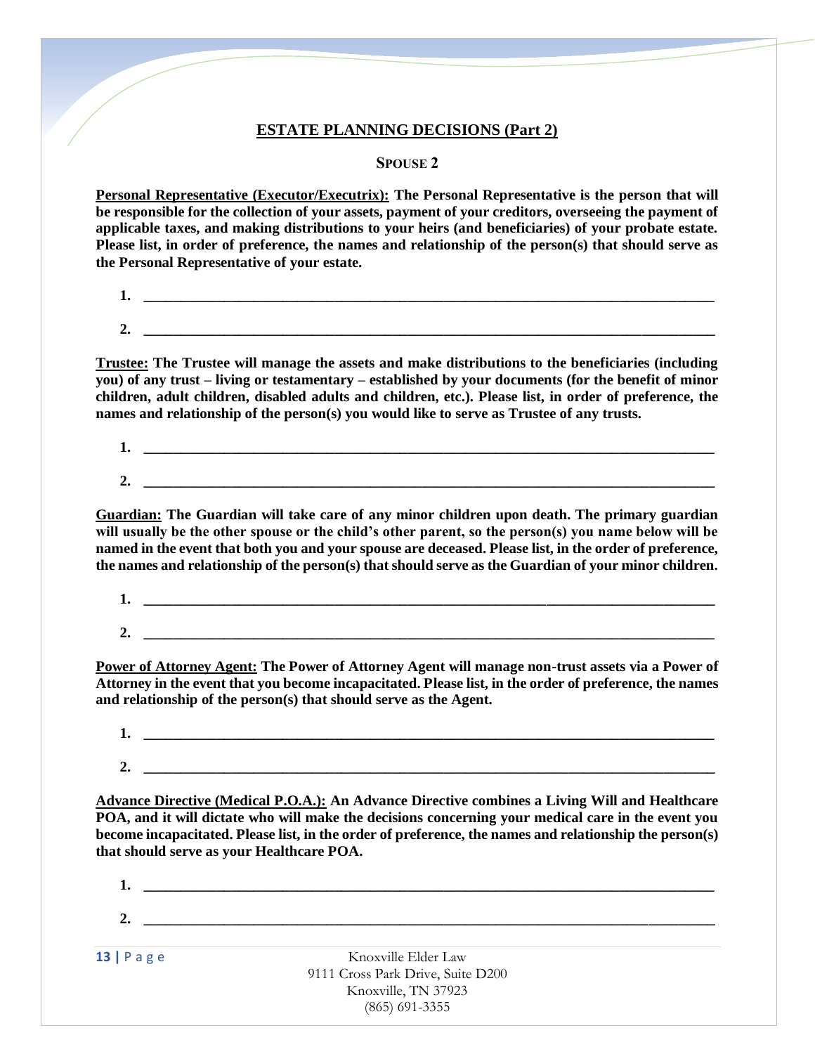# ESTATE PLANNING DECISIONS (Part 2)

## SPOUSE 2

**Personal Representative (Executor/Executrix): The Personal Representative is the person that will be responsible for the collection of your assets, payment of your creditors, overseeing the payment of applicable taxes, and making distributions to your heirs (and beneficiaries) of your probate estate. Please list, in order of preference, the names and relationship of the person(s) that should serve as the Personal Representative of your estate.**

1. ________________________________________________________________________

2. ________________________________________________________________________

**Trustee: The Trustee will manage the assets and make distributions to the beneficiaries (including you) of any trust – living or testamentary – established by your documents (for the benefit of minor children, adult children, disabled adults and children, etc.). Please list, in order of preference, the names and relationship of the person(s) you would like to serve as Trustee of any trusts.**

1. ________________________________________________________________________

2. ________________________________________________________________________

**Guardian: The Guardian will take care of any minor children upon death. The primary guardian will usually be the other spouse or the child's other parent, so the person(s) you name below will be named in the event that both you and your spouse are deceased. Please list, in the order of preference, the names and relationship of the person(s) that should serve as the Guardian of your minor children.**

1. ________________________________________________________________________

2. ________________________________________________________________________

**Power of Attorney Agent: The Power of Attorney Agent will manage non-trust assets via a Power of Attorney in the event that you become incapacitated. Please list, in the order of preference, the names and relationship of the person(s) that should serve as the Agent.**

1. ________________________________________________________________________

2. ________________________________________________________________________

**Advance Directive (Medical P.O.A.): An Advance Directive combines a Living Will and Healthcare POA, and it will dictate who will make the decisions concerning your medical care in the event you become incapacitated. Please list, in the order of preference, the names and relationship the person(s) that should serve as your Healthcare POA.**

1. ________________________________________________________________________

2. ________________________________________________________________________

Knoxville Elder Law
9111 Cross Park Drive, Suite D200
Knoxville, TN 37923
(865) 691-3355